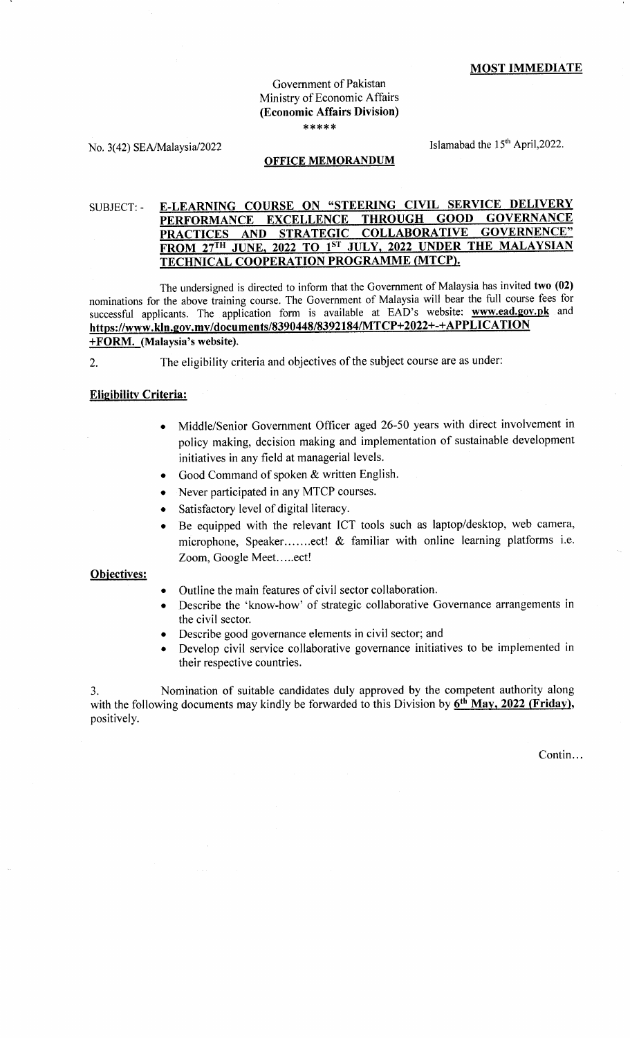**MOST IMMEDIATE**

Government of Pakistan
Ministry of Economic Affairs
**(Economic Affairs Division)**
\*\*\*\*\*

No. 3(42) SEA/Malaysia/2022

Islamabad the 15th April,2022.

**OFFICE MEMORANDUM**

SUBJECT: - **E-LEARNING COURSE ON "STEERING CIVIL SERVICE DELIVERY PERFORMANCE EXCELLENCE THROUGH GOOD GOVERNANCE PRACTICES AND STRATEGIC COLLABORATIVE GOVERNENCE" FROM 27TH JUNE, 2022 TO 1ST JULY, 2022 UNDER THE MALAYSIAN TECHNICAL COOPERATION PROGRAMME (MTCP).**

The undersigned is directed to inform that the Government of Malaysia has invited **two (02)** nominations for the above training course. The Government of Malaysia will bear the full course fees for successful applicants. The application form is available at EAD's website: **www.ead.gov.pk** and **https://www.kln.gov.my/documents/8390448/8392184/MTCP+2022+-+APPLICATION+FORM.** **(Malaysia's website).**

2. The eligibility criteria and objectives of the subject course are as under:

**Eligibility Criteria:**

- Middle/Senior Government Officer aged 26-50 years with direct involvement in policy making, decision making and implementation of sustainable development initiatives in any field at managerial levels.
- Good Command of spoken & written English.
- Never participated in any MTCP courses.
- Satisfactory level of digital literacy.
- Be equipped with the relevant ICT tools such as laptop/desktop, web camera, microphone, Speaker.......ect! & familiar with online learning platforms i.e. Zoom, Google Meet.....ect!

**Objectives:**

- Outline the main features of civil sector collaboration.
- Describe the 'know-how' of strategic collaborative Governance arrangements in the civil sector.
- Describe good governance elements in civil sector; and
- Develop civil service collaborative governance initiatives to be implemented in their respective countries.

3. Nomination of suitable candidates duly approved by the competent authority along with the following documents may kindly be forwarded to this Division by **6th May, 2022 (Friday)**, positively.

Contin...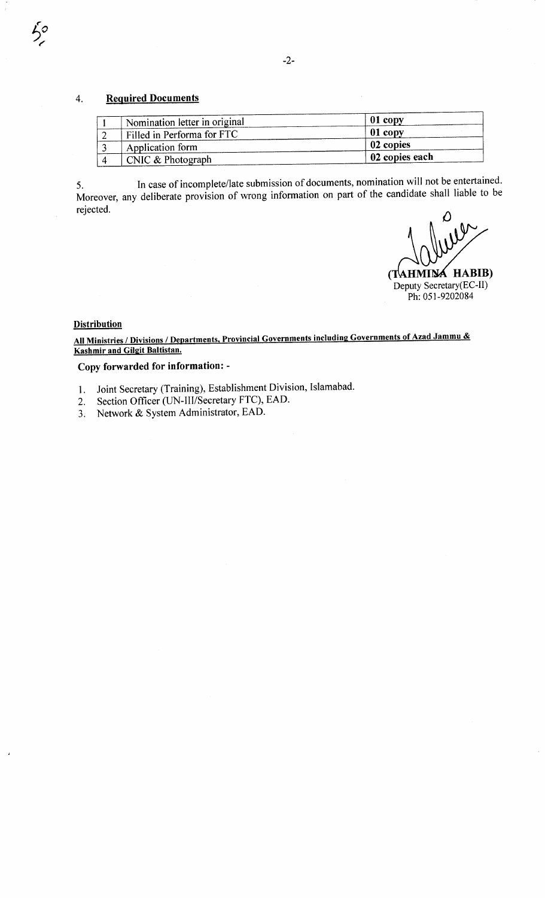4. **Required Documents**

| | | |
|---|---|---|
| 1 | Nomination letter in original | **01 copy** |
| 2 | Filled in Performa for FTC | **01 copy** |
| 3 | Application form | **02 copies** |
| 4 | CNIC & Photograph | **02 copies each** |

5. In case of incomplete/late submission of documents, nomination will not be entertained. Moreover, any deliberate provision of wrong information on part of the candidate shall liable to be rejected.

**(TAHMINA HABIB)**
Deputy Secretary(EC-II)
Ph: 051-9202084

**Distribution**

**All Ministries / Divisions / Departments, Provincial Governments including Governments of Azad Jammu & Kashmir and Gilgit Baltistan.**

**Copy forwarded for information: -**

1. Joint Secretary (Training), Establishment Division, Islamabad.
2. Section Officer (UN-III/Secretary FTC), EAD.
3. Network & System Administrator, EAD.